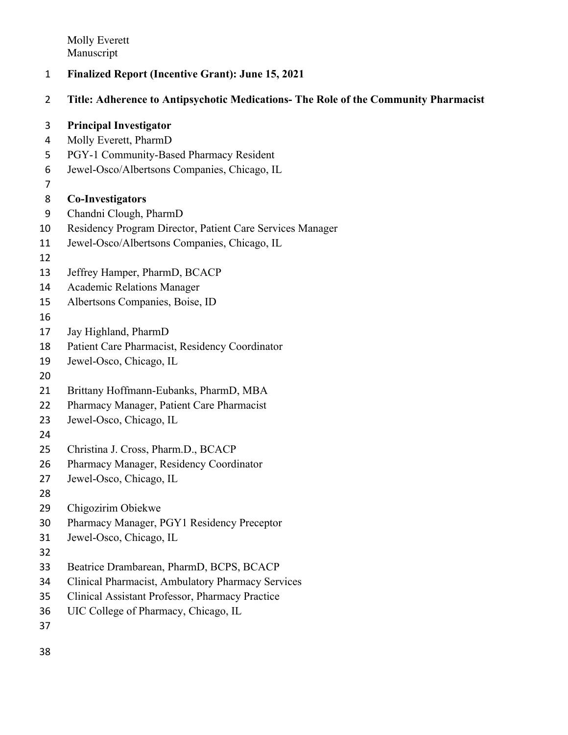Molly Everett
Manuscript

**Finalized Report (Incentive Grant): June 15, 2021**

**Title: Adherence to Antipsychotic Medications- The Role of the Community Pharmacist**

**Principal Investigator**

Molly Everett, PharmD
PGY-1 Community-Based Pharmacy Resident
Jewel-Osco/Albertsons Companies, Chicago, IL

**Co-Investigators**

Chandni Clough, PharmD
Residency Program Director, Patient Care Services Manager
Jewel-Osco/Albertsons Companies, Chicago, IL

Jeffrey Hamper, PharmD, BCACP
Academic Relations Manager
Albertsons Companies, Boise, ID

Jay Highland, PharmD
Patient Care Pharmacist, Residency Coordinator
Jewel-Osco, Chicago, IL

Brittany Hoffmann-Eubanks, PharmD, MBA
Pharmacy Manager, Patient Care Pharmacist
Jewel-Osco, Chicago, IL

Christina J. Cross, Pharm.D., BCACP
Pharmacy Manager, Residency Coordinator
Jewel-Osco, Chicago, IL

Chigozirim Obiekwe
Pharmacy Manager, PGY1 Residency Preceptor
Jewel-Osco, Chicago, IL

Beatrice Drambarean, PharmD, BCPS, BCACP
Clinical Pharmacist, Ambulatory Pharmacy Services
Clinical Assistant Professor, Pharmacy Practice
UIC College of Pharmacy, Chicago, IL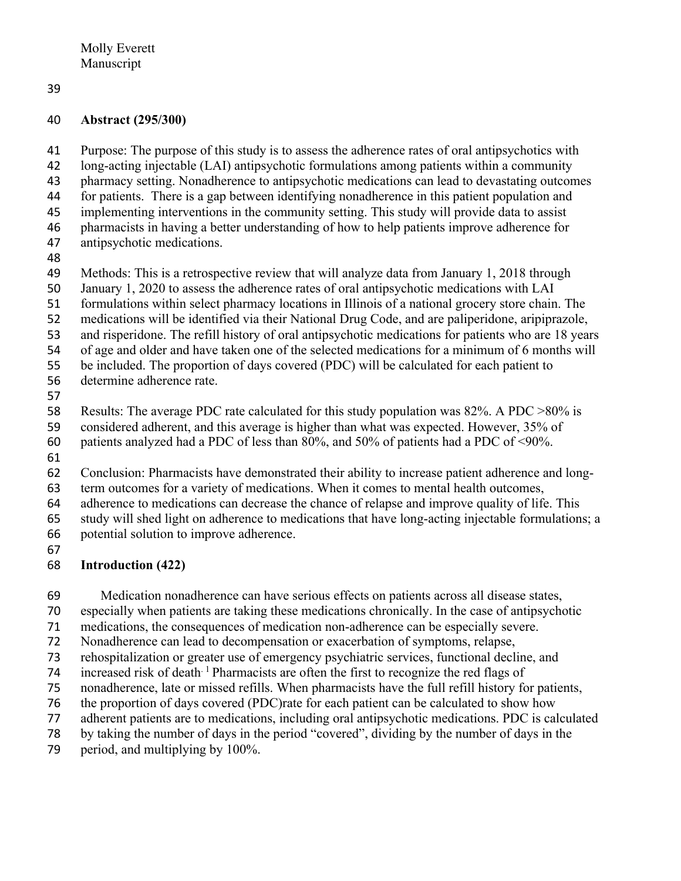Molly Everett
Manuscript

**Abstract (295/300)**

Purpose: The purpose of this study is to assess the adherence rates of oral antipsychotics with long-acting injectable (LAI) antipsychotic formulations among patients within a community pharmacy setting. Nonadherence to antipsychotic medications can lead to devastating outcomes for patients. There is a gap between identifying nonadherence in this patient population and implementing interventions in the community setting. This study will provide data to assist pharmacists in having a better understanding of how to help patients improve adherence for antipsychotic medications.

Methods: This is a retrospective review that will analyze data from January 1, 2018 through January 1, 2020 to assess the adherence rates of oral antipsychotic medications with LAI formulations within select pharmacy locations in Illinois of a national grocery store chain. The medications will be identified via their National Drug Code, and are paliperidone, aripiprazole, and risperidone. The refill history of oral antipsychotic medications for patients who are 18 years of age and older and have taken one of the selected medications for a minimum of 6 months will be included. The proportion of days covered (PDC) will be calculated for each patient to determine adherence rate.

Results: The average PDC rate calculated for this study population was 82%. A PDC >80% is considered adherent, and this average is higher than what was expected. However, 35% of patients analyzed had a PDC of less than 80%, and 50% of patients had a PDC of <90%.

Conclusion: Pharmacists have demonstrated their ability to increase patient adherence and long-term outcomes for a variety of medications. When it comes to mental health outcomes, adherence to medications can decrease the chance of relapse and improve quality of life. This study will shed light on adherence to medications that have long-acting injectable formulations; a potential solution to improve adherence.

**Introduction (422)**

Medication nonadherence can have serious effects on patients across all disease states, especially when patients are taking these medications chronically. In the case of antipsychotic medications, the consequences of medication non-adherence can be especially severe. Nonadherence can lead to decompensation or exacerbation of symptoms, relapse, rehospitalization or greater use of emergency psychiatric services, functional decline, and increased risk of death.[1] Pharmacists are often the first to recognize the red flags of nonadherence, late or missed refills. When pharmacists have the full refill history for patients, the proportion of days covered (PDC)rate for each patient can be calculated to show how adherent patients are to medications, including oral antipsychotic medications. PDC is calculated by taking the number of days in the period "covered", dividing by the number of days in the period, and multiplying by 100%.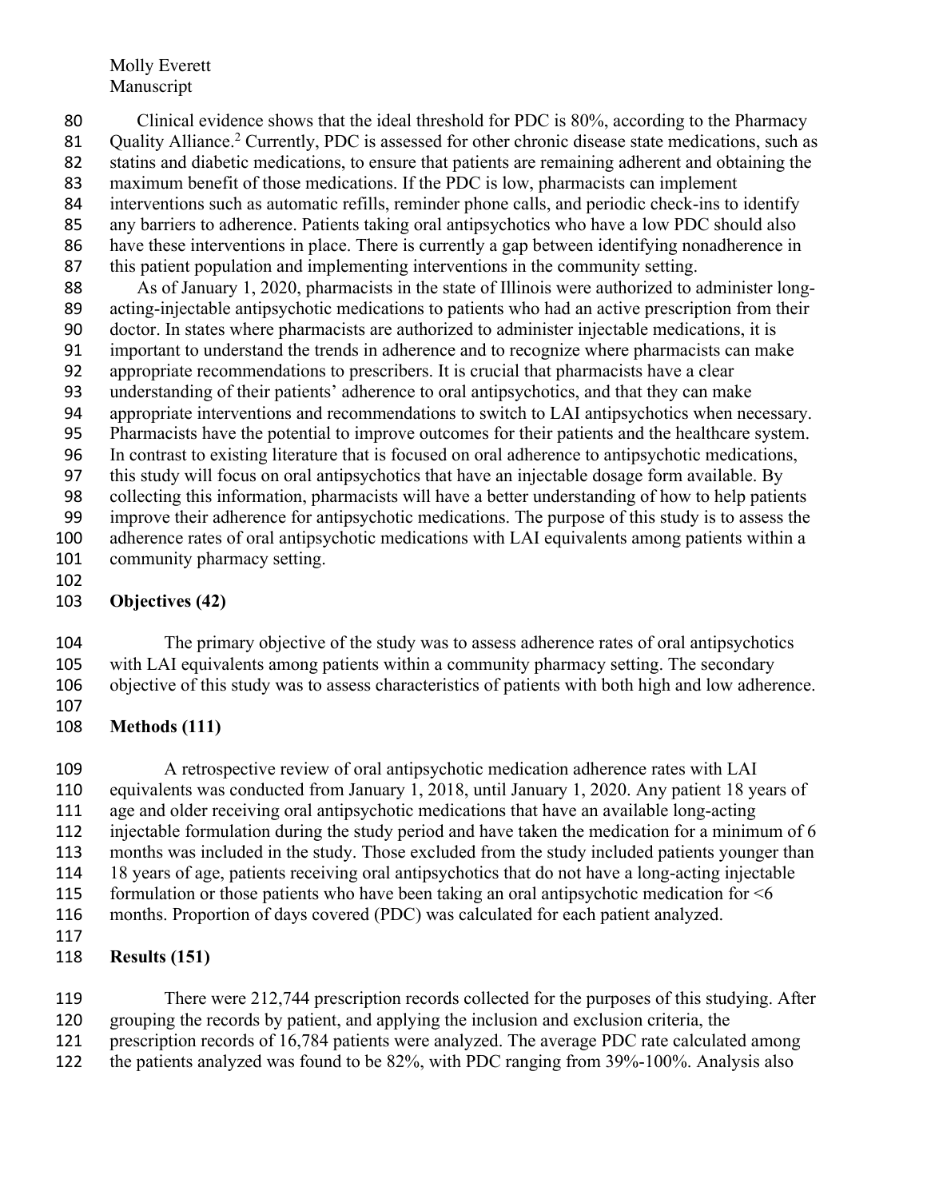Clinical evidence shows that the ideal threshold for PDC is 80%, according to the Pharmacy Quality Alliance.[2] Currently, PDC is assessed for other chronic disease state medications, such as statins and diabetic medications, to ensure that patients are remaining adherent and obtaining the maximum benefit of those medications. If the PDC is low, pharmacists can implement interventions such as automatic refills, reminder phone calls, and periodic check-ins to identify any barriers to adherence. Patients taking oral antipsychotics who have a low PDC should also have these interventions in place. There is currently a gap between identifying nonadherence in this patient population and implementing interventions in the community setting.

As of January 1, 2020, pharmacists in the state of Illinois were authorized to administer long-acting-injectable antipsychotic medications to patients who had an active prescription from their doctor. In states where pharmacists are authorized to administer injectable medications, it is important to understand the trends in adherence and to recognize where pharmacists can make appropriate recommendations to prescribers. It is crucial that pharmacists have a clear understanding of their patients' adherence to oral antipsychotics, and that they can make appropriate interventions and recommendations to switch to LAI antipsychotics when necessary. Pharmacists have the potential to improve outcomes for their patients and the healthcare system. In contrast to existing literature that is focused on oral adherence to antipsychotic medications, this study will focus on oral antipsychotics that have an injectable dosage form available. By collecting this information, pharmacists will have a better understanding of how to help patients improve their adherence for antipsychotic medications. The purpose of this study is to assess the adherence rates of oral antipsychotic medications with LAI equivalents among patients within a community pharmacy setting.

## Objectives (42)

The primary objective of the study was to assess adherence rates of oral antipsychotics with LAI equivalents among patients within a community pharmacy setting. The secondary objective of this study was to assess characteristics of patients with both high and low adherence.

## Methods (111)

A retrospective review of oral antipsychotic medication adherence rates with LAI equivalents was conducted from January 1, 2018, until January 1, 2020. Any patient 18 years of age and older receiving oral antipsychotic medications that have an available long-acting injectable formulation during the study period and have taken the medication for a minimum of 6 months was included in the study. Those excluded from the study included patients younger than 18 years of age, patients receiving oral antipsychotics that do not have a long-acting injectable formulation or those patients who have been taking an oral antipsychotic medication for <6 months. Proportion of days covered (PDC) was calculated for each patient analyzed.

## Results (151)

There were 212,744 prescription records collected for the purposes of this studying. After grouping the records by patient, and applying the inclusion and exclusion criteria, the prescription records of 16,784 patients were analyzed. The average PDC rate calculated among the patients analyzed was found to be 82%, with PDC ranging from 39%-100%. Analysis also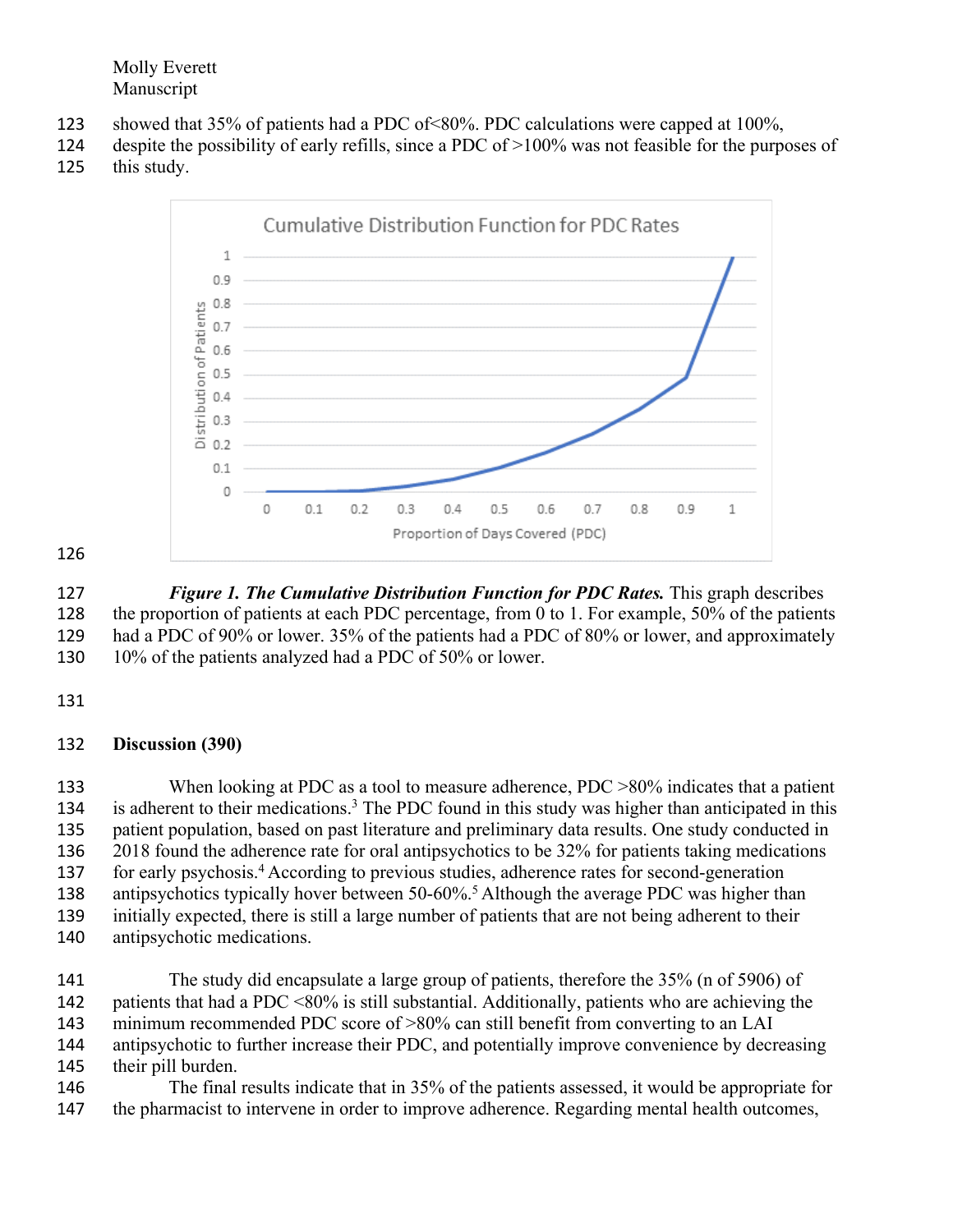showed that 35% of patients had a PDC of<80%. PDC calculations were capped at 100%, despite the possibility of early refills, since a PDC of >100% was not feasible for the purposes of this study.

***Figure 1. The Cumulative Distribution Function for PDC Rates.*** This graph describes the proportion of patients at each PDC percentage, from 0 to 1. For example, 50% of the patients had a PDC of 90% or lower. 35% of the patients had a PDC of 80% or lower, and approximately 10% of the patients analyzed had a PDC of 50% or lower.

## Discussion (390)

When looking at PDC as a tool to measure adherence, PDC >80% indicates that a patient is adherent to their medications.[3] The PDC found in this study was higher than anticipated in this patient population, based on past literature and preliminary data results. One study conducted in 2018 found the adherence rate for oral antipsychotics to be 32% for patients taking medications for early psychosis.[4] According to previous studies, adherence rates for second-generation antipsychotics typically hover between 50-60%.[5] Although the average PDC was higher than initially expected, there is still a large number of patients that are not being adherent to their antipsychotic medications.

The study did encapsulate a large group of patients, therefore the 35% (n of 5906) of patients that had a PDC <80% is still substantial. Additionally, patients who are achieving the minimum recommended PDC score of >80% can still benefit from converting to an LAI antipsychotic to further increase their PDC, and potentially improve convenience by decreasing their pill burden.

The final results indicate that in 35% of the patients assessed, it would be appropriate for the pharmacist to intervene in order to improve adherence. Regarding mental health outcomes,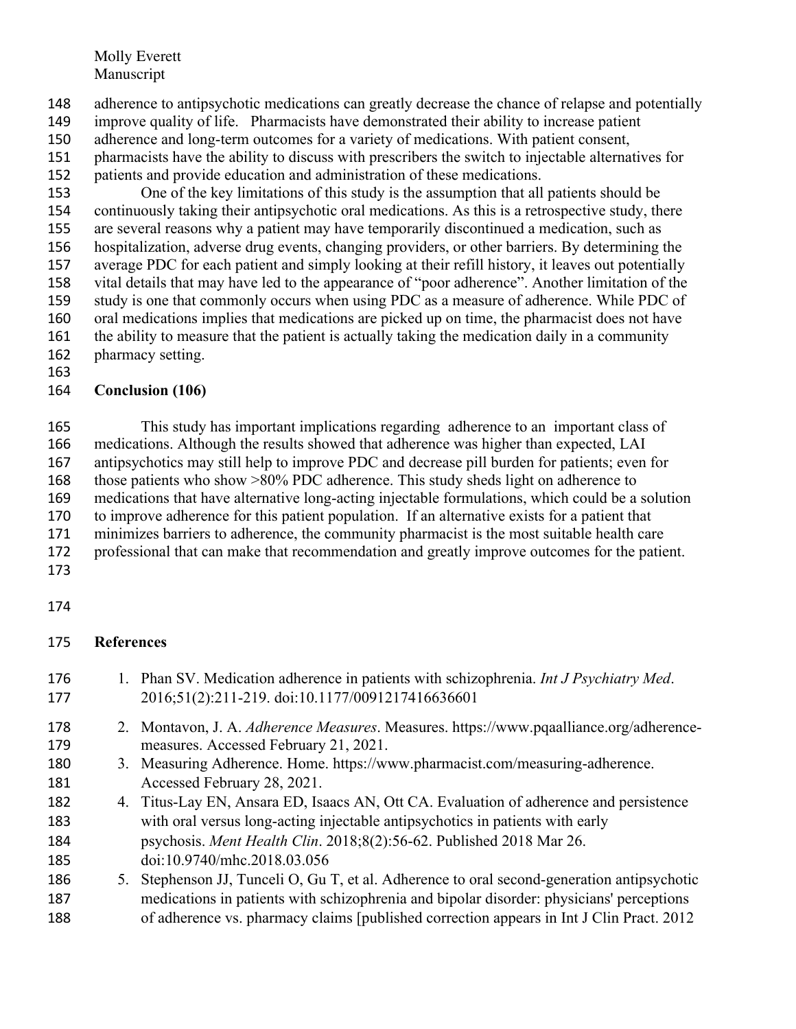adherence to antipsychotic medications can greatly decrease the chance of relapse and potentially improve quality of life. Pharmacists have demonstrated their ability to increase patient adherence and long-term outcomes for a variety of medications. With patient consent, pharmacists have the ability to discuss with prescribers the switch to injectable alternatives for patients and provide education and administration of these medications.

One of the key limitations of this study is the assumption that all patients should be continuously taking their antipsychotic oral medications. As this is a retrospective study, there are several reasons why a patient may have temporarily discontinued a medication, such as hospitalization, adverse drug events, changing providers, or other barriers. By determining the average PDC for each patient and simply looking at their refill history, it leaves out potentially vital details that may have led to the appearance of "poor adherence". Another limitation of the study is one that commonly occurs when using PDC as a measure of adherence. While PDC of oral medications implies that medications are picked up on time, the pharmacist does not have the ability to measure that the patient is actually taking the medication daily in a community pharmacy setting.

## Conclusion (106)

This study has important implications regarding adherence to an important class of medications. Although the results showed that adherence was higher than expected, LAI antipsychotics may still help to improve PDC and decrease pill burden for patients; even for those patients who show >80% PDC adherence. This study sheds light on adherence to medications that have alternative long-acting injectable formulations, which could be a solution to improve adherence for this patient population. If an alternative exists for a patient that minimizes barriers to adherence, the community pharmacist is the most suitable health care professional that can make that recommendation and greatly improve outcomes for the patient.

## References

1. Phan SV. Medication adherence in patients with schizophrenia. *Int J Psychiatry Med*. 2016;51(2):211-219. doi:10.1177/0091217416636601
2. Montavon, J. A. *Adherence Measures*. Measures. https://www.pqaalliance.org/adherence-measures. Accessed February 21, 2021.
3. Measuring Adherence. Home. https://www.pharmacist.com/measuring-adherence. Accessed February 28, 2021.
4. Titus-Lay EN, Ansara ED, Isaacs AN, Ott CA. Evaluation of adherence and persistence with oral versus long-acting injectable antipsychotics in patients with early psychosis. *Ment Health Clin*. 2018;8(2):56-62. Published 2018 Mar 26. doi:10.9740/mhc.2018.03.056
5. Stephenson JJ, Tunceli O, Gu T, et al. Adherence to oral second-generation antipsychotic medications in patients with schizophrenia and bipolar disorder: physicians' perceptions of adherence vs. pharmacy claims [published correction appears in Int J Clin Pract. 2012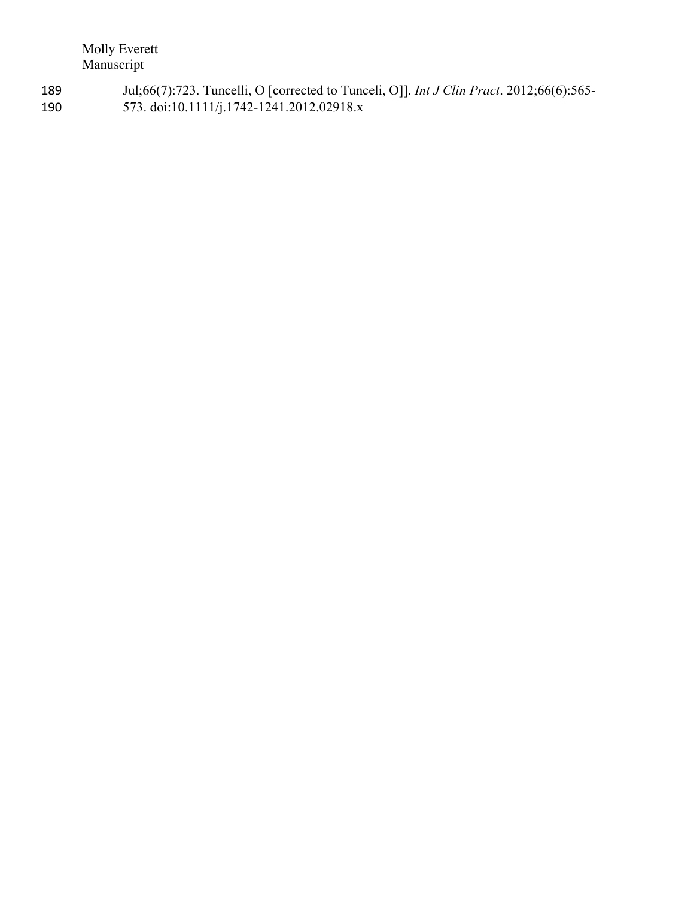Jul;66(7):723. Tuncelli, O [corrected to Tunceli, O]]. *Int J Clin Pract*. 2012;66(6):565-573. doi:10.1111/j.1742-1241.2012.02918.x